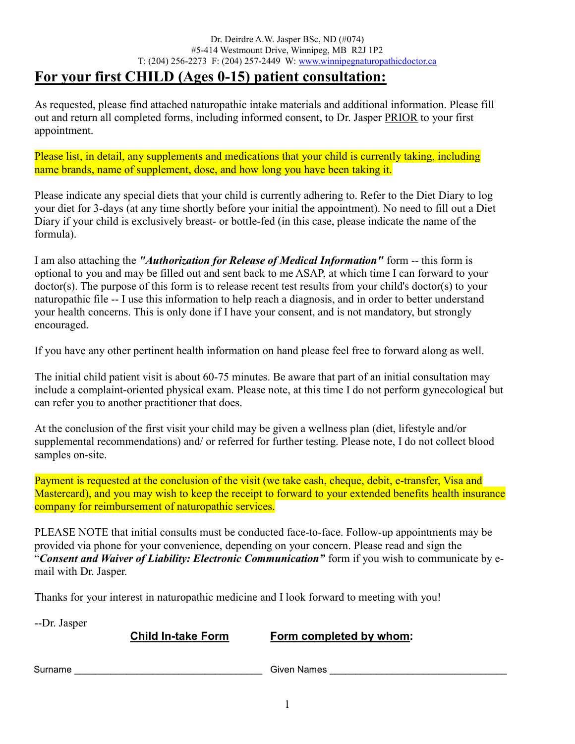Dr. Deirdre A.W. Jasper BSc, ND (#074)
#5-414 Westmount Drive, Winnipeg, MB R2J 1P2
T: (204) 256-2273 F: (204) 257-2449 W: www.winnipegnaturopathicdoctor.ca

# For your first CHILD (Ages 0-15) patient consultation:

As requested, please find attached naturopathic intake materials and additional information. Please fill out and return all completed forms, including informed consent, to Dr. Jasper PRIOR to your first appointment.

Please list, in detail, any supplements and medications that your child is currently taking, including name brands, name of supplement, dose, and how long you have been taking it.

Please indicate any special diets that your child is currently adhering to. Refer to the Diet Diary to log your diet for 3-days (at any time shortly before your initial the appointment). No need to fill out a Diet Diary if your child is exclusively breast- or bottle-fed (in this case, please indicate the name of the formula).

I am also attaching the ***"Authorization for Release of Medical Information"*** form -- this form is optional to you and may be filled out and sent back to me ASAP, at which time I can forward to your doctor(s). The purpose of this form is to release recent test results from your child's doctor(s) to your naturopathic file -- I use this information to help reach a diagnosis, and in order to better understand your health concerns. This is only done if I have your consent, and is not mandatory, but strongly encouraged.

If you have any other pertinent health information on hand please feel free to forward along as well.

The initial child patient visit is about 60-75 minutes. Be aware that part of an initial consultation may include a complaint-oriented physical exam. Please note, at this time I do not perform gynecological but can refer you to another practitioner that does.

At the conclusion of the first visit your child may be given a wellness plan (diet, lifestyle and/or supplemental recommendations) and/ or referred for further testing. Please note, I do not collect blood samples on-site.

Payment is requested at the conclusion of the visit (we take cash, cheque, debit, e-transfer, Visa and Mastercard), and you may wish to keep the receipt to forward to your extended benefits health insurance company for reimbursement of naturopathic services.

PLEASE NOTE that initial consults must be conducted face-to-face. Follow-up appointments may be provided via phone for your convenience, depending on your concern. Please read and sign the "***Consent and Waiver of Liability: Electronic Communication"*** form if you wish to communicate by e-mail with Dr. Jasper.

Thanks for your interest in naturopathic medicine and I look forward to meeting with you!

--Dr. Jasper

**Child In-take Form** **Form completed by whom:**

Surname ____________________________________ Given Names __________________________________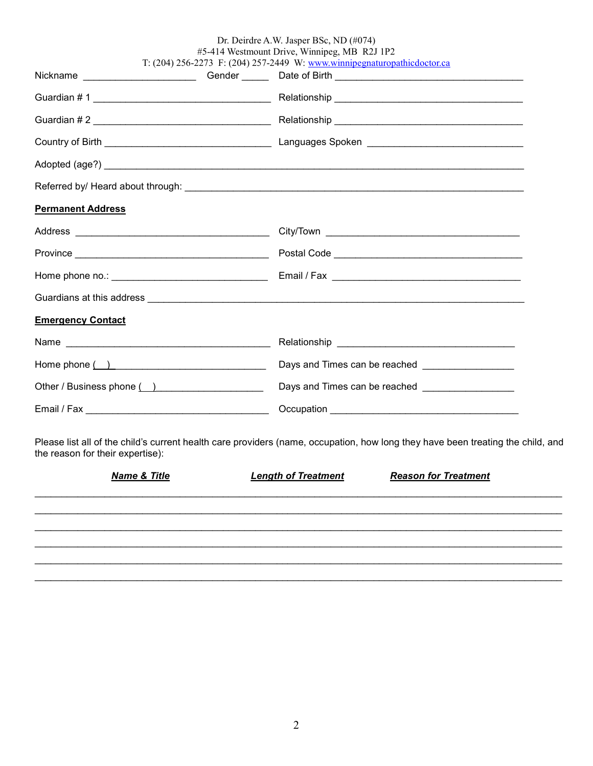Dr. Deirdre A.W. Jasper BSc, ND (#074)
#5-414 Westmount Drive, Winnipeg, MB R2J 1P2
T: (204) 256-2273 F: (204) 257-2449 W: www.winnipegnaturopathicdoctor.ca

Nickname ____________________ Gender _____ Date of Birth __________________________________

Guardian # 1 ________________________________ Relationship __________________________________

Guardian # 2 ________________________________ Relationship __________________________________

Country of Birth ______________________________ Languages Spoken ____________________________

Adopted (age?) ______________________________________________________________________

Referred by/ Heard about through: ______________________________________________________

**Permanent Address**

Address ___________________________________ City/Town ___________________________________

Province ___________________________________ Postal Code __________________________________

Home phone no.: ____________________________ Email / Fax __________________________________

Guardians at this address ______________________________________________________________

**Emergency Contact**

Name _____________________________________ Relationship ________________________________

Home phone ( ) _____________________________ Days and Times can be reached ________________

Other / Business phone ( ) ____________________ Days and Times can be reached ________________

Email / Fax _________________________________ Occupation __________________________________

Please list all of the child's current health care providers (name, occupation, how long they have been treating the child, and the reason for their expertise):

| ***Name & Title*** | ***Length of Treatment*** | ***Reason for Treatment*** |
| --- | --- | --- |
| | | |
| | | |
| | | |
| | | |
| | | |
| | | |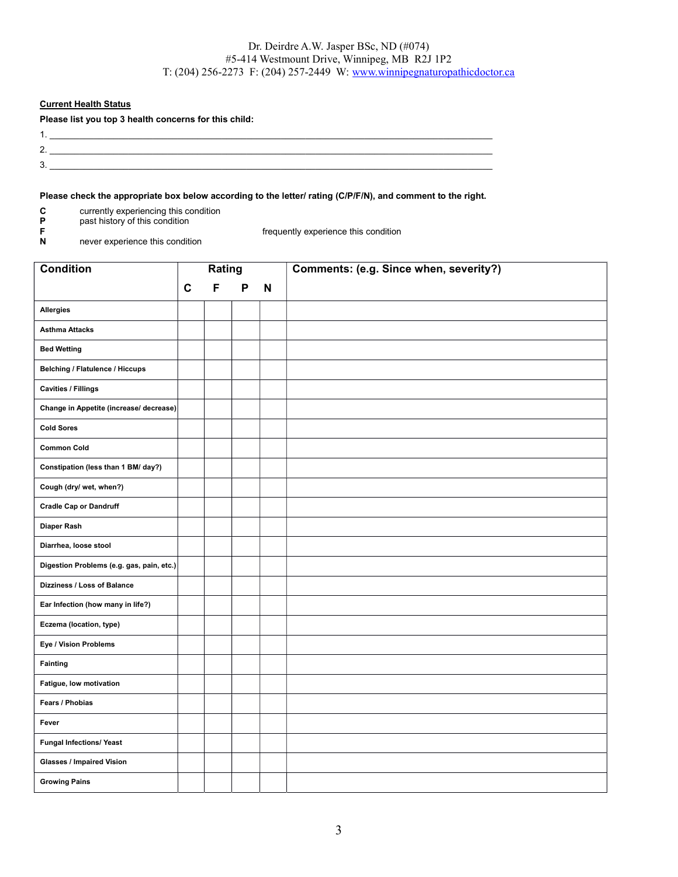Dr. Deirdre A.W. Jasper BSc, ND (#074)
#5-414 Westmount Drive, Winnipeg, MB R2J 1P2
T: (204) 256-2273 F: (204) 257-2449 W: www.winnipegnaturopathicdoctor.ca

**Current Health Status**

**Please list you top 3 health concerns for this child:**

1. ______________________________________________________________________________
2. ______________________________________________________________________________
3. ______________________________________________________________________________

**Please check the appropriate box below according to the letter/ rating (C/P/F/N), and comment to the right.**

**C** currently experiencing this condition
**P** past history of this condition
**F** frequently experience this condition
**N** never experience this condition

| Condition | Rating | | | | Comments: (e.g. Since when, severity?) |
|---|---|---|---|---|---|
| | C | F | P | N | |
| Allergies | | | | | |
| Asthma Attacks | | | | | |
| Bed Wetting | | | | | |
| Belching / Flatulence / Hiccups | | | | | |
| Cavities / Fillings | | | | | |
| Change in Appetite (increase/ decrease) | | | | | |
| Cold Sores | | | | | |
| Common Cold | | | | | |
| Constipation (less than 1 BM/ day?) | | | | | |
| Cough (dry/ wet, when?) | | | | | |
| Cradle Cap or Dandruff | | | | | |
| Diaper Rash | | | | | |
| Diarrhea, loose stool | | | | | |
| Digestion Problems (e.g. gas, pain, etc.) | | | | | |
| Dizziness / Loss of Balance | | | | | |
| Ear Infection (how many in life?) | | | | | |
| Eczema (location, type) | | | | | |
| Eye / Vision Problems | | | | | |
| Fainting | | | | | |
| Fatigue, low motivation | | | | | |
| Fears / Phobias | | | | | |
| Fever | | | | | |
| Fungal Infections/ Yeast | | | | | |
| Glasses / Impaired Vision | | | | | |
| Growing Pains | | | | | |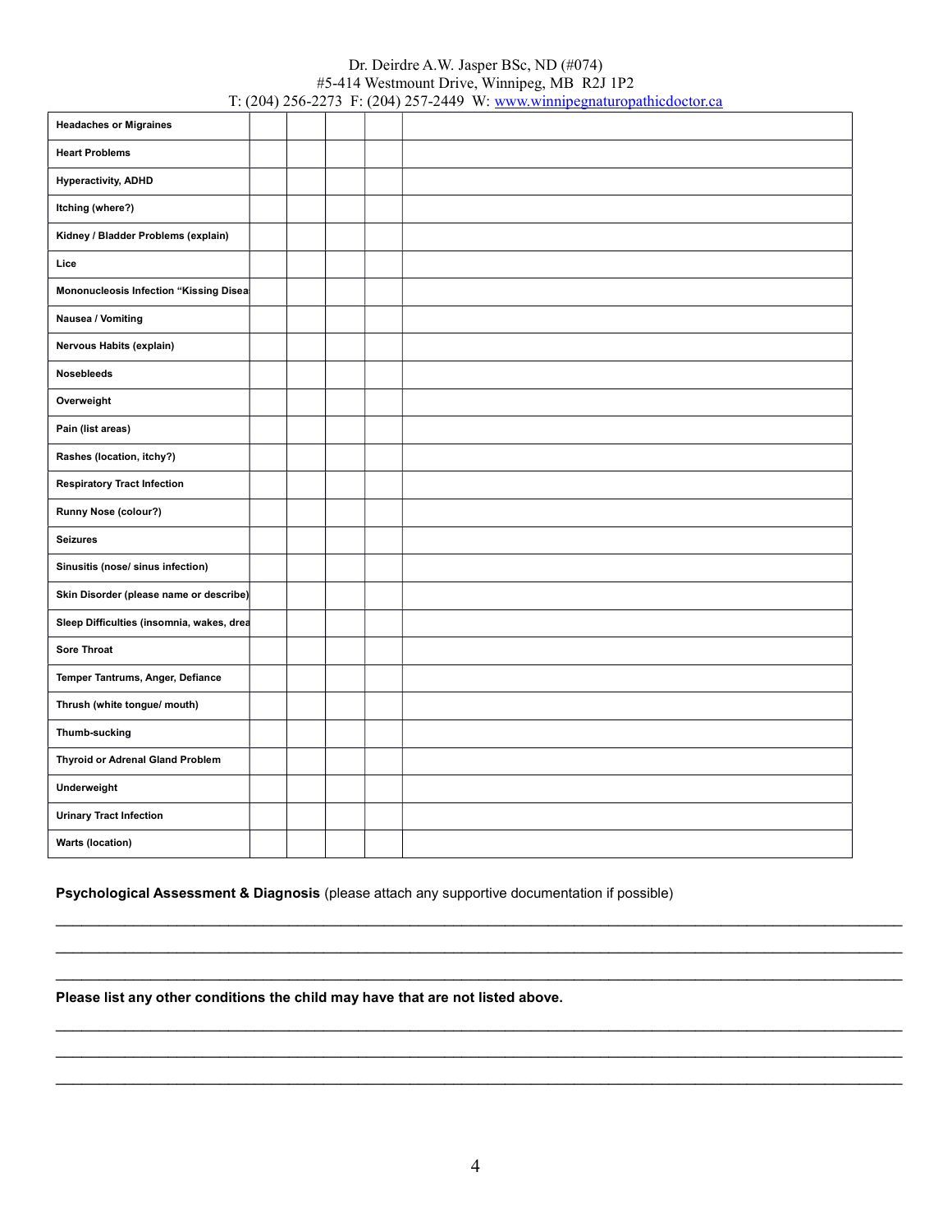| Headaches or Migraines | | | | | |
|---|---|---|---|---|---|
| Heart Problems | | | | | |
| Hyperactivity, ADHD | | | | | |
| Itching (where?) | | | | | |
| Kidney / Bladder Problems (explain) | | | | | |
| Lice | | | | | |
| Mononucleosis Infection “Kissing Disea | | | | | |
| Nausea / Vomiting | | | | | |
| Nervous Habits (explain) | | | | | |
| Nosebleeds | | | | | |
| Overweight | | | | | |
| Pain (list areas) | | | | | |
| Rashes (location, itchy?) | | | | | |
| Respiratory Tract Infection | | | | | |
| Runny Nose (colour?) | | | | | |
| Seizures | | | | | |
| Sinusitis (nose/ sinus infection) | | | | | |
| Skin Disorder (please name or describe) | | | | | |
| Sleep Difficulties (insomnia, wakes, drea | | | | | |
| Sore Throat | | | | | |
| Temper Tantrums, Anger, Defiance | | | | | |
| Thrush (white tongue/ mouth) | | | | | |
| Thumb-sucking | | | | | |
| Thyroid or Adrenal Gland Problem | | | | | |
| Underweight | | | | | |
| Urinary Tract Infection | | | | | |
| Warts (location) | | | | | |

**Psychological Assessment & Diagnosis** (please attach any supportive documentation if possible)

\_\_\_\_\_\_\_\_\_\_\_\_\_\_\_\_\_\_\_\_\_\_\_\_\_\_\_\_\_\_\_\_\_\_\_\_\_\_\_\_\_\_\_\_\_\_\_\_\_\_\_\_\_\_\_\_\_\_\_\_\_\_\_\_\_\_\_\_\_\_\_\_

\_\_\_\_\_\_\_\_\_\_\_\_\_\_\_\_\_\_\_\_\_\_\_\_\_\_\_\_\_\_\_\_\_\_\_\_\_\_\_\_\_\_\_\_\_\_\_\_\_\_\_\_\_\_\_\_\_\_\_\_\_\_\_\_\_\_\_\_\_\_\_\_

\_\_\_\_\_\_\_\_\_\_\_\_\_\_\_\_\_\_\_\_\_\_\_\_\_\_\_\_\_\_\_\_\_\_\_\_\_\_\_\_\_\_\_\_\_\_\_\_\_\_\_\_\_\_\_\_\_\_\_\_\_\_\_\_\_\_\_\_\_\_\_\_

**Please list any other conditions the child may have that are not listed above.**

\_\_\_\_\_\_\_\_\_\_\_\_\_\_\_\_\_\_\_\_\_\_\_\_\_\_\_\_\_\_\_\_\_\_\_\_\_\_\_\_\_\_\_\_\_\_\_\_\_\_\_\_\_\_\_\_\_\_\_\_\_\_\_\_\_\_\_\_\_\_\_\_

\_\_\_\_\_\_\_\_\_\_\_\_\_\_\_\_\_\_\_\_\_\_\_\_\_\_\_\_\_\_\_\_\_\_\_\_\_\_\_\_\_\_\_\_\_\_\_\_\_\_\_\_\_\_\_\_\_\_\_\_\_\_\_\_\_\_\_\_\_\_\_\_

\_\_\_\_\_\_\_\_\_\_\_\_\_\_\_\_\_\_\_\_\_\_\_\_\_\_\_\_\_\_\_\_\_\_\_\_\_\_\_\_\_\_\_\_\_\_\_\_\_\_\_\_\_\_\_\_\_\_\_\_\_\_\_\_\_\_\_\_\_\_\_\_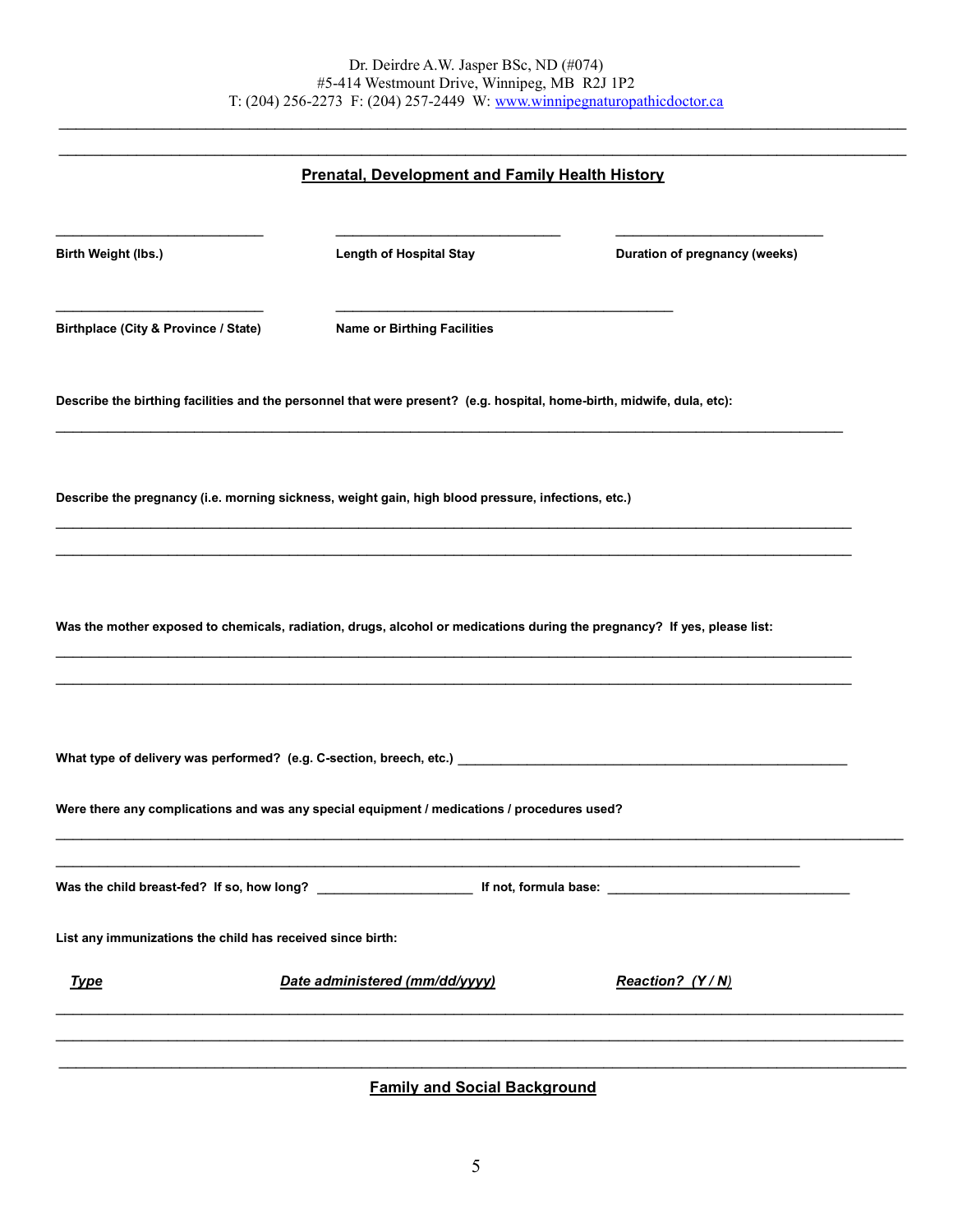Dr. Deirdre A.W. Jasper BSc, ND (#074)
#5-414 Westmount Drive, Winnipeg, MB R2J 1P2
T: (204) 256-2273 F: (204) 257-2449 W: www.winnipegnaturopathicdoctor.ca

---

## Prenatal, Development and Family Health History

| | | |
|---|---|---|
| ____________________ | ____________________ | ____________________ |
| **Birth Weight (lbs.)** | **Length of Hospital Stay** | **Duration of pregnancy (weeks)** |
| ____________________ | ______________________________ | |
| **Birthplace (City & Province / State)** | **Name or Birthing Facilities** | |

**Describe the birthing facilities and the personnel that were present? (e.g. hospital, home-birth, midwife, dula, etc):**

_______________________________________________________________________________

**Describe the pregnancy (i.e. morning sickness, weight gain, high blood pressure, infections, etc.)**

_______________________________________________________________________________

_______________________________________________________________________________

**Was the mother exposed to chemicals, radiation, drugs, alcohol or medications during the pregnancy? If yes, please list:**

_______________________________________________________________________________

_______________________________________________________________________________

**What type of delivery was performed? (e.g. C-section, breech, etc.)** ________________________________

**Were there any complications and was any special equipment / medications / procedures used?**

_______________________________________________________________________________

_______________________________________________________________________________

**Was the child breast-fed? If so, how long?** ________________ **If not, formula base:** ______________________

**List any immunizations the child has received since birth:**

| ***Type*** | ***Date administered (mm/dd/yyyy)*** | ***Reaction? (Y / N)*** |
|---|---|---|
| | | |
| | | |

---

## Family and Social Background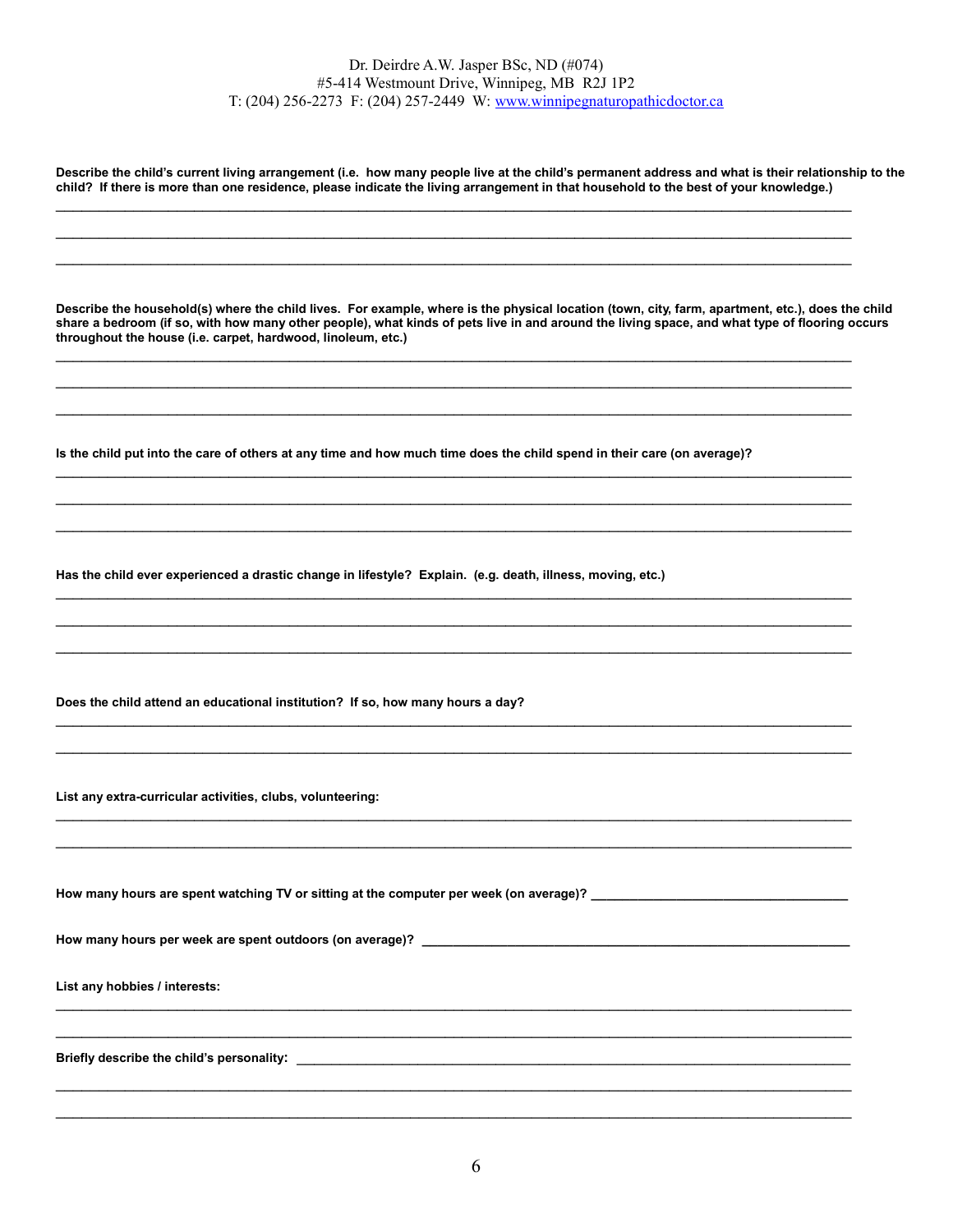**Describe the child's current living arrangement (i.e. how many people live at the child's permanent address and what is their relationship to the child? If there is more than one residence, please indicate the living arrangement in that household to the best of your knowledge.)**

______________________________________________________________________________________________

______________________________________________________________________________________________

______________________________________________________________________________________________

**Describe the household(s) where the child lives. For example, where is the physical location (town, city, farm, apartment, etc.), does the child share a bedroom (if so, with how many other people), what kinds of pets live in and around the living space, and what type of flooring occurs throughout the house (i.e. carpet, hardwood, linoleum, etc.)**

______________________________________________________________________________________________

______________________________________________________________________________________________

______________________________________________________________________________________________

**Is the child put into the care of others at any time and how much time does the child spend in their care (on average)?**

______________________________________________________________________________________________

______________________________________________________________________________________________

______________________________________________________________________________________________

**Has the child ever experienced a drastic change in lifestyle? Explain. (e.g. death, illness, moving, etc.)**

______________________________________________________________________________________________

______________________________________________________________________________________________

______________________________________________________________________________________________

**Does the child attend an educational institution? If so, how many hours a day?**

______________________________________________________________________________________________

______________________________________________________________________________________________

**List any extra-curricular activities, clubs, volunteering:**

______________________________________________________________________________________________

______________________________________________________________________________________________

**How many hours are spent watching TV or sitting at the computer per week (on average)?** ____________________________________

**How many hours per week are spent outdoors (on average)?** ____________________________________________________________

**List any hobbies / interests:**

______________________________________________________________________________________________

______________________________________________________________________________________________

**Briefly describe the child's personality:** ______________________________________________________________________________

______________________________________________________________________________________________

______________________________________________________________________________________________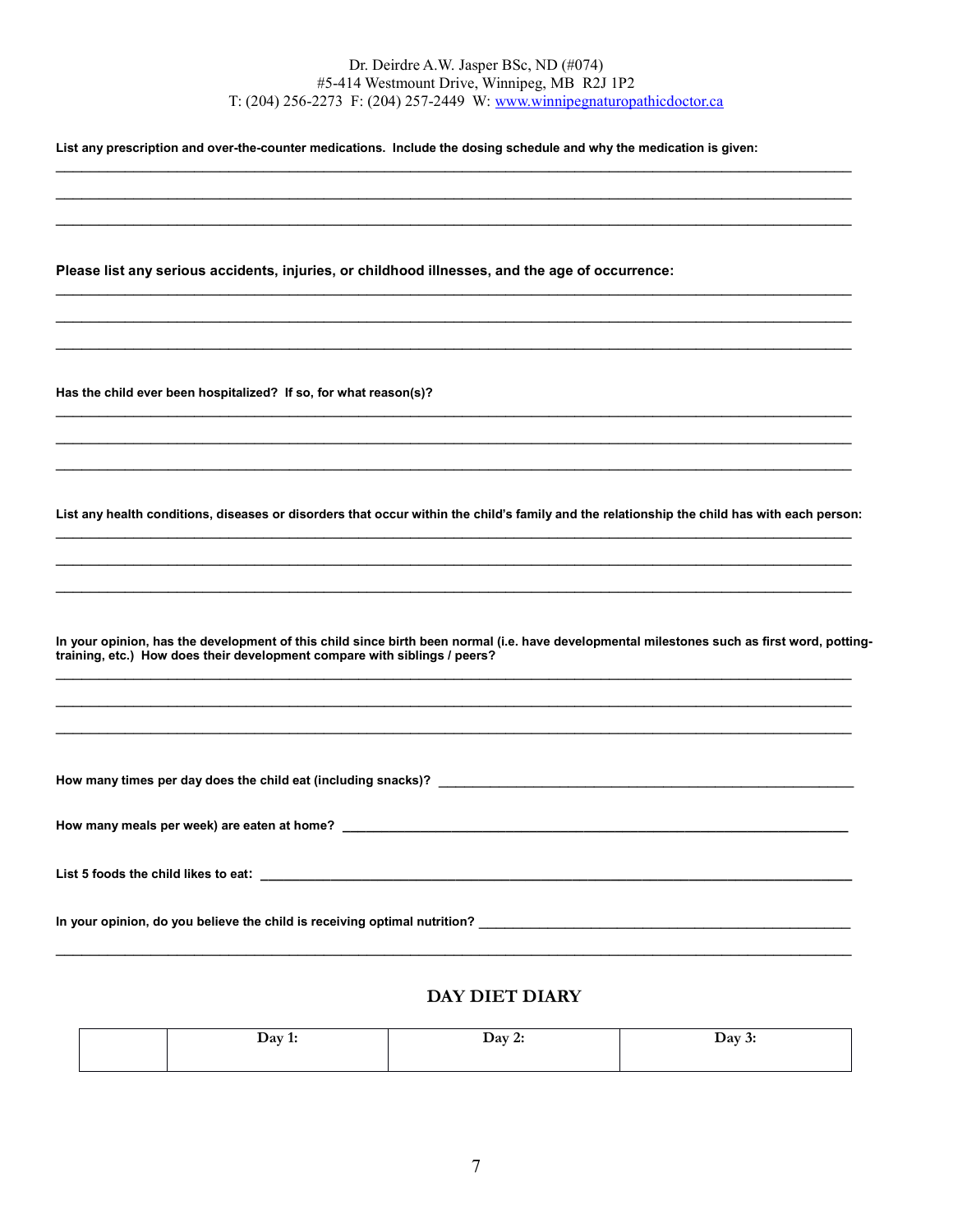Dr. Deirdre A.W. Jasper BSc, ND (#074)
#5-414 Westmount Drive, Winnipeg, MB R2J 1P2
T: (204) 256-2273 F: (204) 257-2449 W: www.winnipegnaturopathicdoctor.ca

**List any prescription and over-the-counter medications. Include the dosing schedule and why the medication is given:**

___________________________________________________________________________

___________________________________________________________________________

___________________________________________________________________________

**Please list any serious accidents, injuries, or childhood illnesses, and the age of occurrence:**

___________________________________________________________________________

___________________________________________________________________________

___________________________________________________________________________

**Has the child ever been hospitalized? If so, for what reason(s)?**

___________________________________________________________________________

___________________________________________________________________________

___________________________________________________________________________

**List any health conditions, diseases or disorders that occur within the child's family and the relationship the child has with each person:**

___________________________________________________________________________

___________________________________________________________________________

___________________________________________________________________________

**In your opinion, has the development of this child since birth been normal (i.e. have developmental milestones such as first word, potting-training, etc.) How does their development compare with siblings / peers?**

___________________________________________________________________________

___________________________________________________________________________

___________________________________________________________________________

**How many times per day does the child eat (including snacks)?** ______________________________

**How many meals per week) are eaten at home?** ______________________________

**List 5 foods the child likes to eat:** ______________________________

**In your opinion, do you believe the child is receiving optimal nutrition?** ______________________________

___________________________________________________________________________

## DAY DIET DIARY

| | Day 1: | Day 2: | Day 3: |
|---|---|---|---|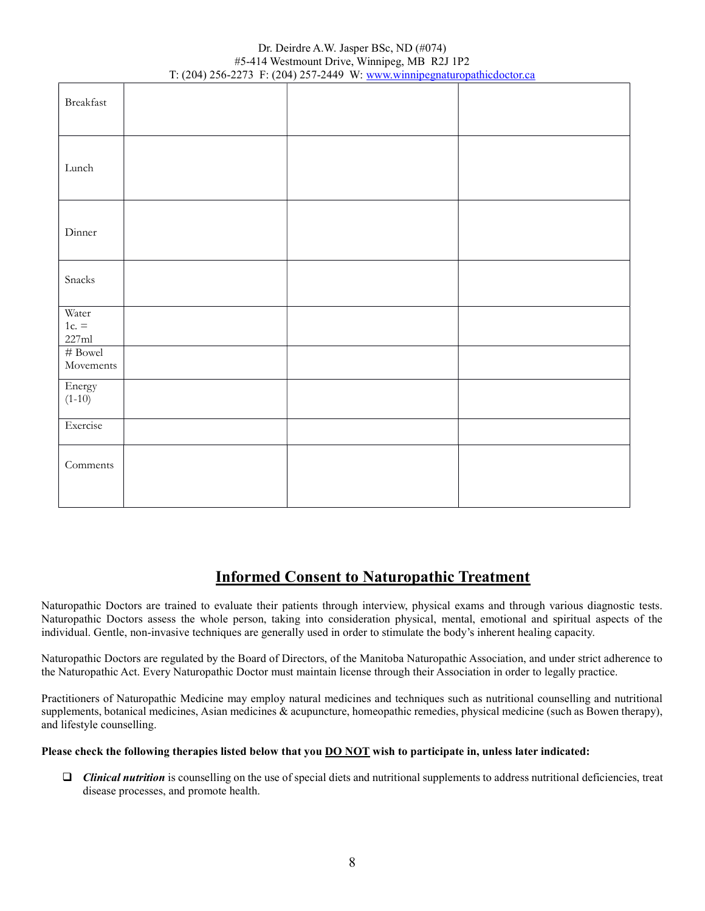| | | | |
|---|---|---|---|
| Breakfast | | | |
| Lunch | | | |
| Dinner | | | |
| Snacks | | | |
| Water 1c. = 227ml | | | |
| # Bowel Movements | | | |
| Energy (1-10) | | | |
| Exercise | | | |
| Comments | | | |

## Informed Consent to Naturopathic Treatment

Naturopathic Doctors are trained to evaluate their patients through interview, physical exams and through various diagnostic tests. Naturopathic Doctors assess the whole person, taking into consideration physical, mental, emotional and spiritual aspects of the individual. Gentle, non-invasive techniques are generally used in order to stimulate the body's inherent healing capacity.

Naturopathic Doctors are regulated by the Board of Directors, of the Manitoba Naturopathic Association, and under strict adherence to the Naturopathic Act. Every Naturopathic Doctor must maintain license through their Association in order to legally practice.

Practitioners of Naturopathic Medicine may employ natural medicines and techniques such as nutritional counselling and nutritional supplements, botanical medicines, Asian medicines & acupuncture, homeopathic remedies, physical medicine (such as Bowen therapy), and lifestyle counselling.

**Please check the following therapies listed below that you DO NOT wish to participate in, unless later indicated:**

- ❑ ***Clinical nutrition*** is counselling on the use of special diets and nutritional supplements to address nutritional deficiencies, treat disease processes, and promote health.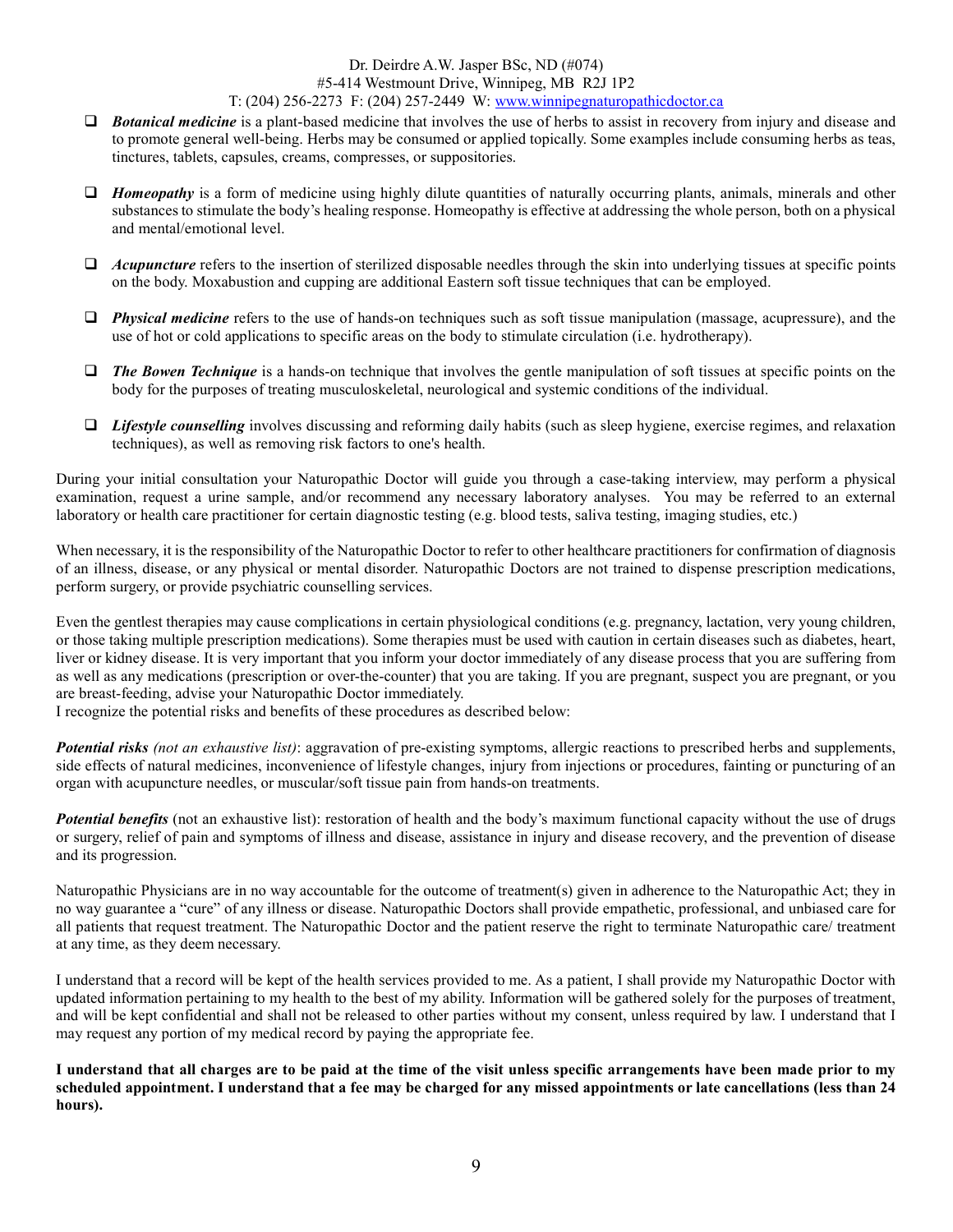- ❑ ***Botanical medicine*** is a plant-based medicine that involves the use of herbs to assist in recovery from injury and disease and to promote general well-being. Herbs may be consumed or applied topically. Some examples include consuming herbs as teas, tinctures, tablets, capsules, creams, compresses, or suppositories.

- ❑ ***Homeopathy*** is a form of medicine using highly dilute quantities of naturally occurring plants, animals, minerals and other substances to stimulate the body's healing response. Homeopathy is effective at addressing the whole person, both on a physical and mental/emotional level.

- ❑ ***Acupuncture*** refers to the insertion of sterilized disposable needles through the skin into underlying tissues at specific points on the body. Moxabustion and cupping are additional Eastern soft tissue techniques that can be employed.

- ❑ ***Physical medicine*** refers to the use of hands-on techniques such as soft tissue manipulation (massage, acupressure), and the use of hot or cold applications to specific areas on the body to stimulate circulation (i.e. hydrotherapy).

- ❑ ***The Bowen Technique*** is a hands-on technique that involves the gentle manipulation of soft tissues at specific points on the body for the purposes of treating musculoskeletal, neurological and systemic conditions of the individual.

- ❑ ***Lifestyle counselling*** involves discussing and reforming daily habits (such as sleep hygiene, exercise regimes, and relaxation techniques), as well as removing risk factors to one's health.

During your initial consultation your Naturopathic Doctor will guide you through a case-taking interview, may perform a physical examination, request a urine sample, and/or recommend any necessary laboratory analyses. You may be referred to an external laboratory or health care practitioner for certain diagnostic testing (e.g. blood tests, saliva testing, imaging studies, etc.)

When necessary, it is the responsibility of the Naturopathic Doctor to refer to other healthcare practitioners for confirmation of diagnosis of an illness, disease, or any physical or mental disorder. Naturopathic Doctors are not trained to dispense prescription medications, perform surgery, or provide psychiatric counselling services.

Even the gentlest therapies may cause complications in certain physiological conditions (e.g. pregnancy, lactation, very young children, or those taking multiple prescription medications). Some therapies must be used with caution in certain diseases such as diabetes, heart, liver or kidney disease. It is very important that you inform your doctor immediately of any disease process that you are suffering from as well as any medications (prescription or over-the-counter) that you are taking. If you are pregnant, suspect you are pregnant, or you are breast-feeding, advise your Naturopathic Doctor immediately.
I recognize the potential risks and benefits of these procedures as described below:

***Potential risks*** *(not an exhaustive list)*: aggravation of pre-existing symptoms, allergic reactions to prescribed herbs and supplements, side effects of natural medicines, inconvenience of lifestyle changes, injury from injections or procedures, fainting or puncturing of an organ with acupuncture needles, or muscular/soft tissue pain from hands-on treatments.

***Potential benefits*** (not an exhaustive list): restoration of health and the body's maximum functional capacity without the use of drugs or surgery, relief of pain and symptoms of illness and disease, assistance in injury and disease recovery, and the prevention of disease and its progression.

Naturopathic Physicians are in no way accountable for the outcome of treatment(s) given in adherence to the Naturopathic Act; they in no way guarantee a "cure" of any illness or disease. Naturopathic Doctors shall provide empathetic, professional, and unbiased care for all patients that request treatment. The Naturopathic Doctor and the patient reserve the right to terminate Naturopathic care/ treatment at any time, as they deem necessary.

I understand that a record will be kept of the health services provided to me. As a patient, I shall provide my Naturopathic Doctor with updated information pertaining to my health to the best of my ability. Information will be gathered solely for the purposes of treatment, and will be kept confidential and shall not be released to other parties without my consent, unless required by law. I understand that I may request any portion of my medical record by paying the appropriate fee.

**I understand that all charges are to be paid at the time of the visit unless specific arrangements have been made prior to my scheduled appointment. I understand that a fee may be charged for any missed appointments or late cancellations (less than 24 hours).**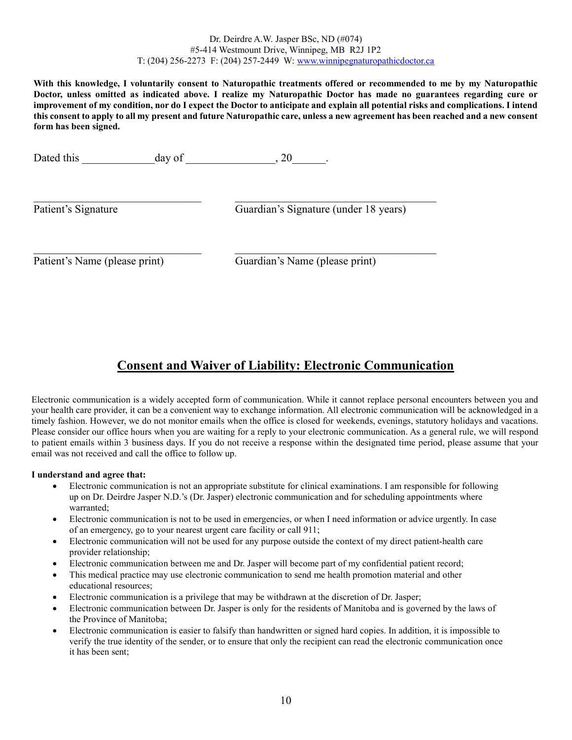**With this knowledge, I voluntarily consent to Naturopathic treatments offered or recommended to me by my Naturopathic Doctor, unless omitted as indicated above. I realize my Naturopathic Doctor has made no guarantees regarding cure or improvement of my condition, nor do I expect the Doctor to anticipate and explain all potential risks and complications. I intend this consent to apply to all my present and future Naturopathic care, unless a new agreement has been reached and a new consent form has been signed.**

Dated this _____________day of ________________, 20______.

_________________________________ _______________________________________

Patient's Signature Guardian's Signature (under 18 years)

_________________________________ _______________________________________

Patient's Name (please print) Guardian's Name (please print)

## Consent and Waiver of Liability: Electronic Communication

Electronic communication is a widely accepted form of communication. While it cannot replace personal encounters between you and your health care provider, it can be a convenient way to exchange information. All electronic communication will be acknowledged in a timely fashion. However, we do not monitor emails when the office is closed for weekends, evenings, statutory holidays and vacations. Please consider our office hours when you are waiting for a reply to your electronic communication. As a general rule, we will respond to patient emails within 3 business days. If you do not receive a response within the designated time period, please assume that your email was not received and call the office to follow up.

**I understand and agree that:**

- Electronic communication is not an appropriate substitute for clinical examinations. I am responsible for following up on Dr. Deirdre Jasper N.D.'s (Dr. Jasper) electronic communication and for scheduling appointments where warranted;
- Electronic communication is not to be used in emergencies, or when I need information or advice urgently. In case of an emergency, go to your nearest urgent care facility or call 911;
- Electronic communication will not be used for any purpose outside the context of my direct patient-health care provider relationship;
- Electronic communication between me and Dr. Jasper will become part of my confidential patient record;
- This medical practice may use electronic communication to send me health promotion material and other educational resources;
- Electronic communication is a privilege that may be withdrawn at the discretion of Dr. Jasper;
- Electronic communication between Dr. Jasper is only for the residents of Manitoba and is governed by the laws of the Province of Manitoba;
- Electronic communication is easier to falsify than handwritten or signed hard copies. In addition, it is impossible to verify the true identity of the sender, or to ensure that only the recipient can read the electronic communication once it has been sent;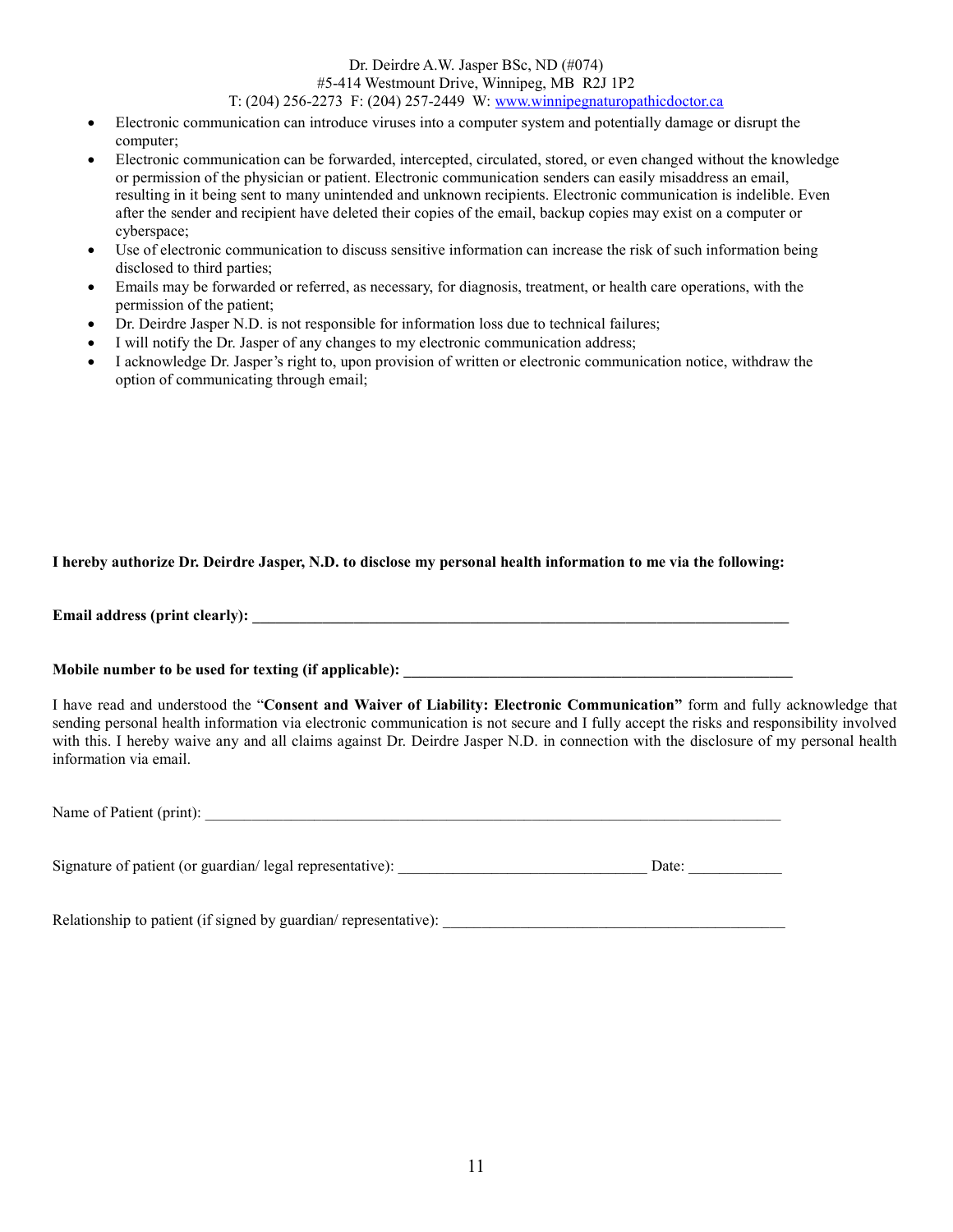- Electronic communication can introduce viruses into a computer system and potentially damage or disrupt the computer;
- Electronic communication can be forwarded, intercepted, circulated, stored, or even changed without the knowledge or permission of the physician or patient. Electronic communication senders can easily misaddress an email, resulting in it being sent to many unintended and unknown recipients. Electronic communication is indelible. Even after the sender and recipient have deleted their copies of the email, backup copies may exist on a computer or cyberspace;
- Use of electronic communication to discuss sensitive information can increase the risk of such information being disclosed to third parties;
- Emails may be forwarded or referred, as necessary, for diagnosis, treatment, or health care operations, with the permission of the patient;
- Dr. Deirdre Jasper N.D. is not responsible for information loss due to technical failures;
- I will notify the Dr. Jasper of any changes to my electronic communication address;
- I acknowledge Dr. Jasper's right to, upon provision of written or electronic communication notice, withdraw the option of communicating through email;

**I hereby authorize Dr. Deirdre Jasper, N.D. to disclose my personal health information to me via the following:**

**Email address (print clearly): \_\_\_\_\_\_\_\_\_\_\_\_\_\_\_\_\_\_\_\_\_\_\_\_\_\_\_\_\_\_\_\_\_\_\_\_\_\_\_\_\_\_\_\_\_\_\_\_\_\_\_\_\_\_\_\_\_\_\_\_\_\_\_\_\_\_**

**Mobile number to be used for texting (if applicable): \_\_\_\_\_\_\_\_\_\_\_\_\_\_\_\_\_\_\_\_\_\_\_\_\_\_\_\_\_\_\_\_\_\_\_\_\_\_\_\_\_\_\_\_\_\_\_\_**

I have read and understood the "**Consent and Waiver of Liability: Electronic Communication"** form and fully acknowledge that sending personal health information via electronic communication is not secure and I fully accept the risks and responsibility involved with this. I hereby waive any and all claims against Dr. Deirdre Jasper N.D. in connection with the disclosure of my personal health information via email.

Name of Patient (print): \_\_\_\_\_\_\_\_\_\_\_\_\_\_\_\_\_\_\_\_\_\_\_\_\_\_\_\_\_\_\_\_\_\_\_\_\_\_\_\_\_\_\_\_\_\_\_\_\_\_\_\_\_\_\_\_\_\_\_\_\_\_\_\_\_\_\_\_\_\_\_\_

Signature of patient (or guardian/ legal representative): \_\_\_\_\_\_\_\_\_\_\_\_\_\_\_\_\_\_\_\_\_\_\_\_\_\_\_\_\_\_\_\_ Date: \_\_\_\_\_\_\_\_\_\_\_\_

Relationship to patient (if signed by guardian/ representative): \_\_\_\_\_\_\_\_\_\_\_\_\_\_\_\_\_\_\_\_\_\_\_\_\_\_\_\_\_\_\_\_\_\_\_\_\_\_\_\_\_\_\_\_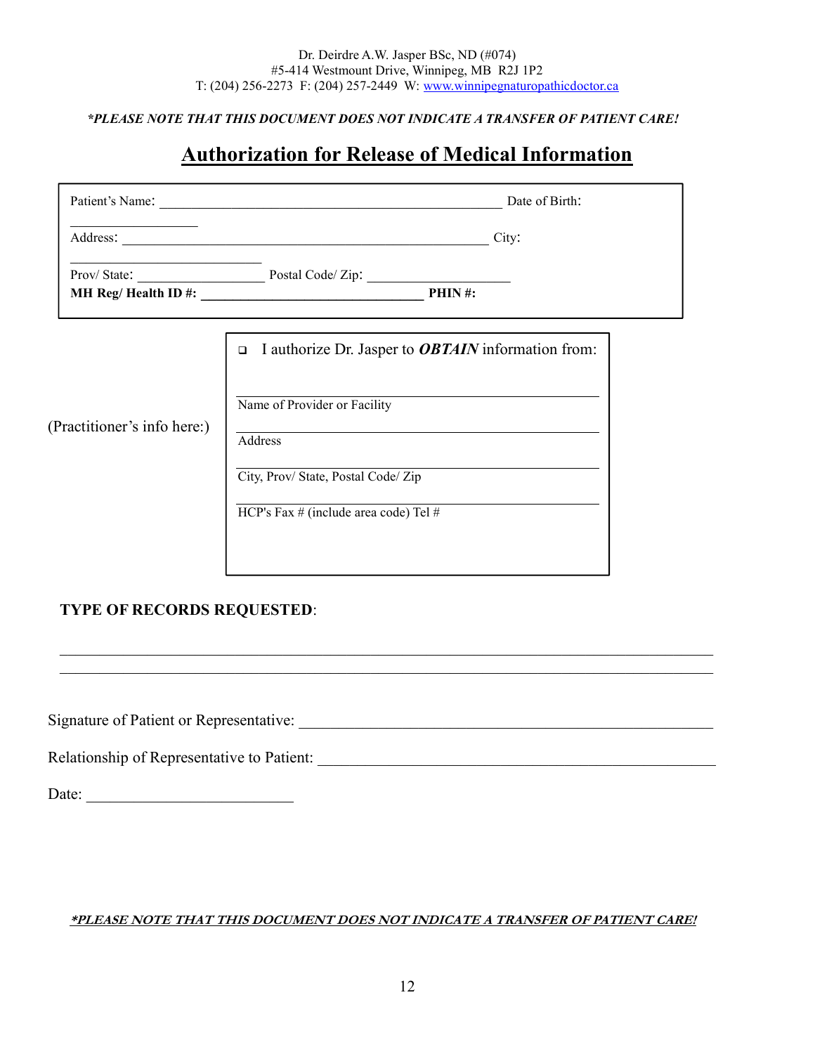Dr. Deirdre A.W. Jasper BSc, ND (#074)
#5-414 Westmount Drive, Winnipeg, MB R2J 1P2
T: (204) 256-2273 F: (204) 257-2449 W: www.winnipegnaturopathicdoctor.ca

***PLEASE NOTE THAT THIS DOCUMENT DOES NOT INDICATE A TRANSFER OF PATIENT CARE!***

# Authorization for Release of Medical Information

Patient's Name: ______________________________________________ Date of Birth: __________________

Address: ______________________________________________ City: __________________________

Prov/ State: __________________ Postal Code/ Zip: ____________________

**MH Reg/ Health ID #: ________________________________ PHIN #:**

(Practitioner's info here:)

❑ I authorize Dr. Jasper to ***OBTAIN*** information from:

______________________________________________
Name of Provider or Facility

______________________________________________
Address

______________________________________________
City, Prov/ State, Postal Code/ Zip

______________________________________________
HCP's Fax # (include area code) Tel #

**TYPE OF RECORDS REQUESTED**:

________________________________________________________________________________

________________________________________________________________________________

Signature of Patient or Representative: ____________________________________________________

Relationship of Representative to Patient: __________________________________________________

Date: __________________________

***PLEASE NOTE THAT THIS DOCUMENT DOES NOT INDICATE A TRANSFER OF PATIENT CARE!***